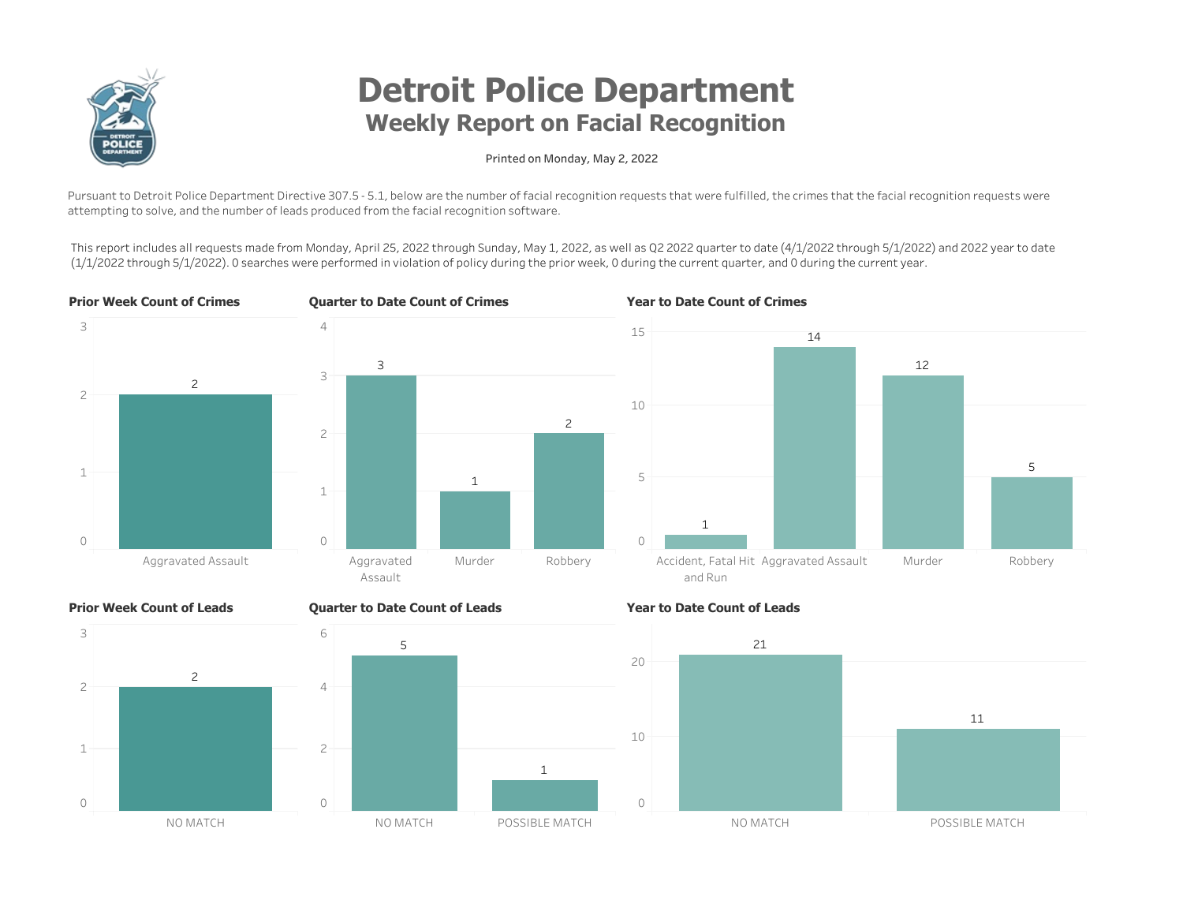# Detroit Police Department

## Weekly Report on Facial Recognition

Printed on Monday, May 2, 2022

Pursuant to Detroit Police Department Directive 307.5 - 5.1, below are the number of facial recognition requests that were fulfilled, the crimes that the facial recognition requests were attempting to solve, and the number of leads produced from the facial recognition software.

This report includes all requests made from Monday, April 25, 2022 through Sunday, May 1, 2022, as well as Q2 2022 quarter to date (4/1/2022 through 5/1/2022) and 2022 year to date (1/1/2022 through 5/1/2022). 0 searches were performed in violation of policy during the prior week, 0 during the current quarter, and 0 during the current year.

### Prior Week Count of Crimes

| Crime | Count |
|---|---|
| Aggravated Assault | 2 |

### Quarter to Date Count of Crimes

| Crime | Count |
|---|---|
| Aggravated Assault | 3 |
| Murder | 1 |
| Robbery | 2 |

### Year to Date Count of Crimes

| Crime | Count |
|---|---|
| Accident, Fatal Hit and Run | 1 |
| Aggravated Assault | 14 |
| Murder | 12 |
| Robbery | 5 |

### Prior Week Count of Leads

| Lead | Count |
|---|---|
| NO MATCH | 2 |

### Quarter to Date Count of Leads

| Lead | Count |
|---|---|
| NO MATCH | 5 |
| POSSIBLE MATCH | 1 |

### Year to Date Count of Leads

| Lead | Count |
|---|---|
| NO MATCH | 21 |
| POSSIBLE MATCH | 11 |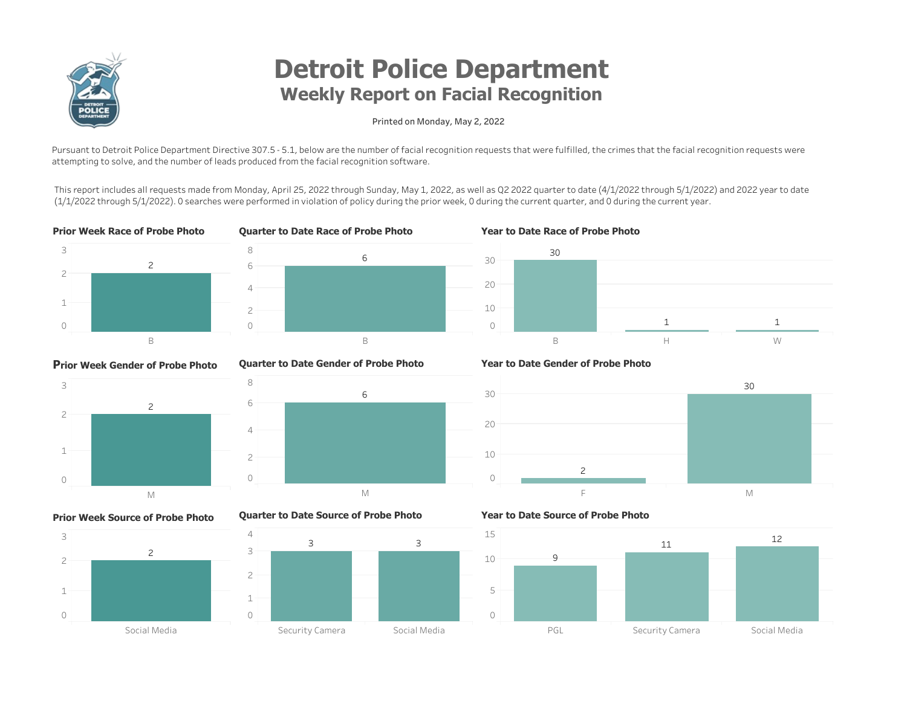# Detroit Police Department

## Weekly Report on Facial Recognition

Printed on Monday, May 2, 2022

Pursuant to Detroit Police Department Directive 307.5 - 5.1, below are the number of facial recognition requests that were fulfilled, the crimes that the facial recognition requests were attempting to solve, and the number of leads produced from the facial recognition software.

This report includes all requests made from Monday, April 25, 2022 through Sunday, May 1, 2022, as well as Q2 2022 quarter to date (4/1/2022 through 5/1/2022) and 2022 year to date (1/1/2022 through 5/1/2022). 0 searches were performed in violation of policy during the prior week, 0 during the current quarter, and 0 during the current year.

### Prior Week Race of Probe Photo

3
2
1
0

B: 2

### Quarter to Date Race of Probe Photo

8
6
4
2
0

B: 6

### Year to Date Race of Probe Photo

30
20
10
0

B: 30
H: 1
W: 1

### Prior Week Gender of Probe Photo

3
2
1
0

M: 2

### Quarter to Date Gender of Probe Photo

8
6
4
2
0

M: 6

### Year to Date Gender of Probe Photo

30
20
10
0

F: 2
M: 30

### Prior Week Source of Probe Photo

3
2
1
0

Social Media: 2

### Quarter to Date Source of Probe Photo

4
3
2
1
0

Security Camera: 3
Social Media: 3

### Year to Date Source of Probe Photo

15
10
5
0

PGL: 9
Security Camera: 11
Social Media: 12